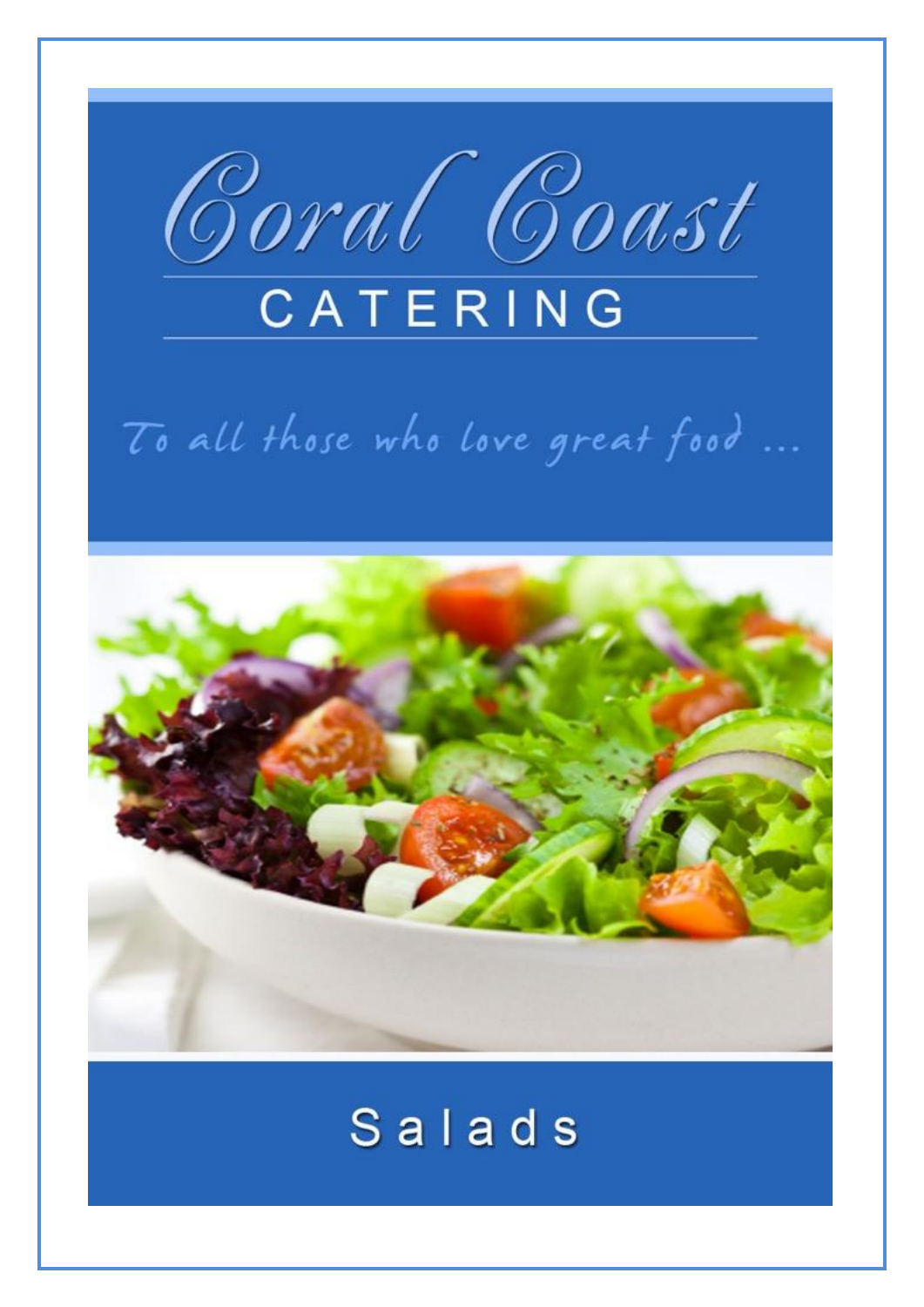# Coral Coast

## CATERING

*To all those who love great food ...*

## Salads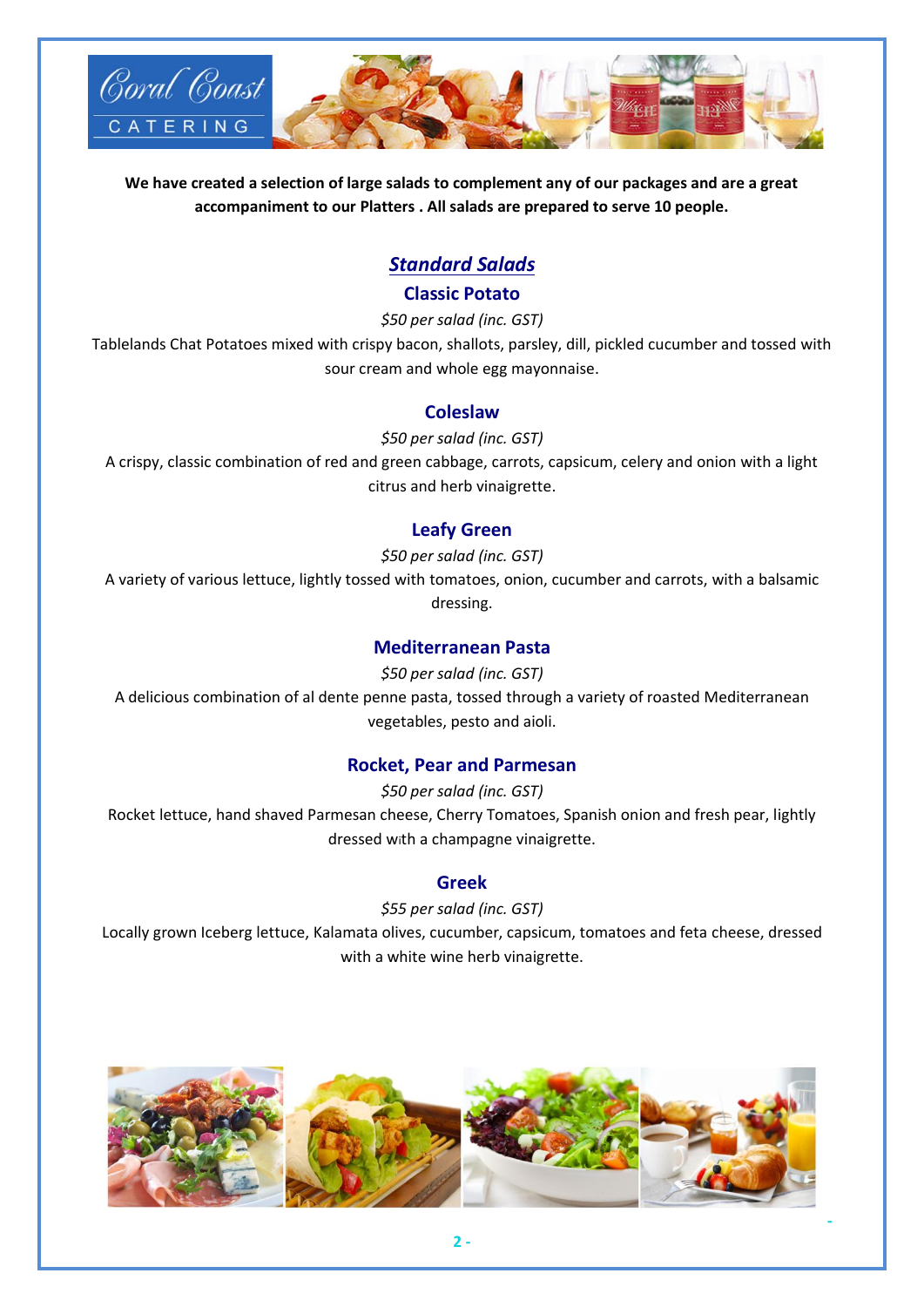**We have created a selection of large salads to complement any of our packages and are a great accompaniment to our Platters . All salads are prepared to serve 10 people.**

## *Standard Salads*

### Classic Potato

*$50 per salad (inc. GST)*

Tablelands Chat Potatoes mixed with crispy bacon, shallots, parsley, dill, pickled cucumber and tossed with sour cream and whole egg mayonnaise.

### Coleslaw

*$50 per salad (inc. GST)*

A crispy, classic combination of red and green cabbage, carrots, capsicum, celery and onion with a light citrus and herb vinaigrette.

### Leafy Green

*$50 per salad (inc. GST)*

A variety of various lettuce, lightly tossed with tomatoes, onion, cucumber and carrots, with a balsamic dressing.

### Mediterranean Pasta

*$50 per salad (inc. GST)*

A delicious combination of al dente penne pasta, tossed through a variety of roasted Mediterranean vegetables, pesto and aioli.

### Rocket, Pear and Parmesan

*$50 per salad (inc. GST)*

Rocket lettuce, hand shaved Parmesan cheese, Cherry Tomatoes, Spanish onion and fresh pear, lightly dressed with a champagne vinaigrette.

### Greek

*$55 per salad (inc. GST)*

Locally grown Iceberg lettuce, Kalamata olives, cucumber, capsicum, tomatoes and feta cheese, dressed with a white wine herb vinaigrette.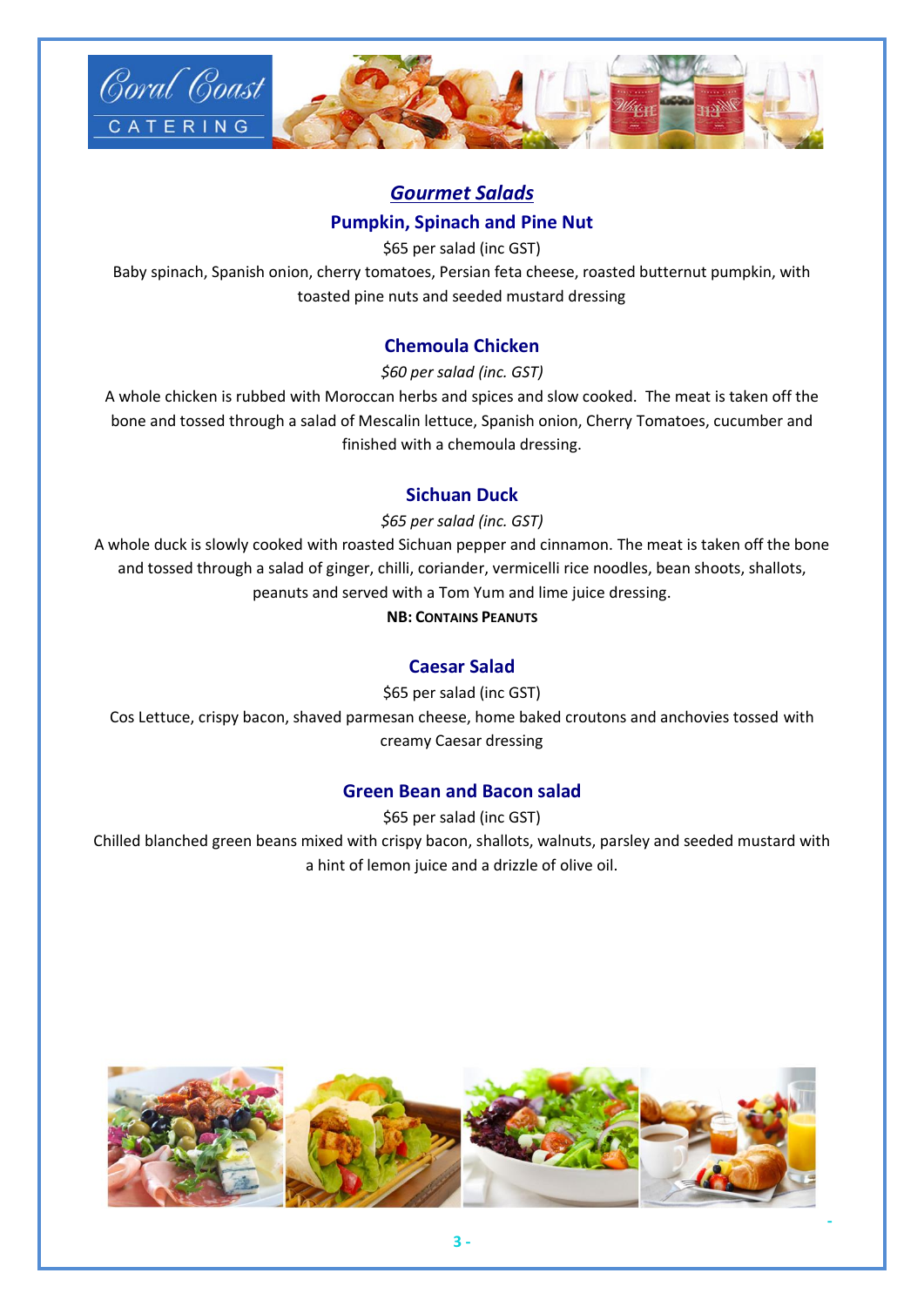## *Gourmet Salads*

### Pumpkin, Spinach and Pine Nut

$65 per salad (inc GST)

Baby spinach, Spanish onion, cherry tomatoes, Persian feta cheese, roasted butternut pumpkin, with toasted pine nuts and seeded mustard dressing

### Chemoula Chicken

*$60 per salad (inc. GST)*

A whole chicken is rubbed with Moroccan herbs and spices and slow cooked. The meat is taken off the bone and tossed through a salad of Mescalin lettuce, Spanish onion, Cherry Tomatoes, cucumber and finished with a chemoula dressing.

### Sichuan Duck

*$65 per salad (inc. GST)*

A whole duck is slowly cooked with roasted Sichuan pepper and cinnamon. The meat is taken off the bone and tossed through a salad of ginger, chilli, coriander, vermicelli rice noodles, bean shoots, shallots, peanuts and served with a Tom Yum and lime juice dressing.

**NB: CONTAINS PEANUTS**

### Caesar Salad

$65 per salad (inc GST)

Cos Lettuce, crispy bacon, shaved parmesan cheese, home baked croutons and anchovies tossed with creamy Caesar dressing

### Green Bean and Bacon salad

$65 per salad (inc GST)

Chilled blanched green beans mixed with crispy bacon, shallots, walnuts, parsley and seeded mustard with a hint of lemon juice and a drizzle of olive oil.